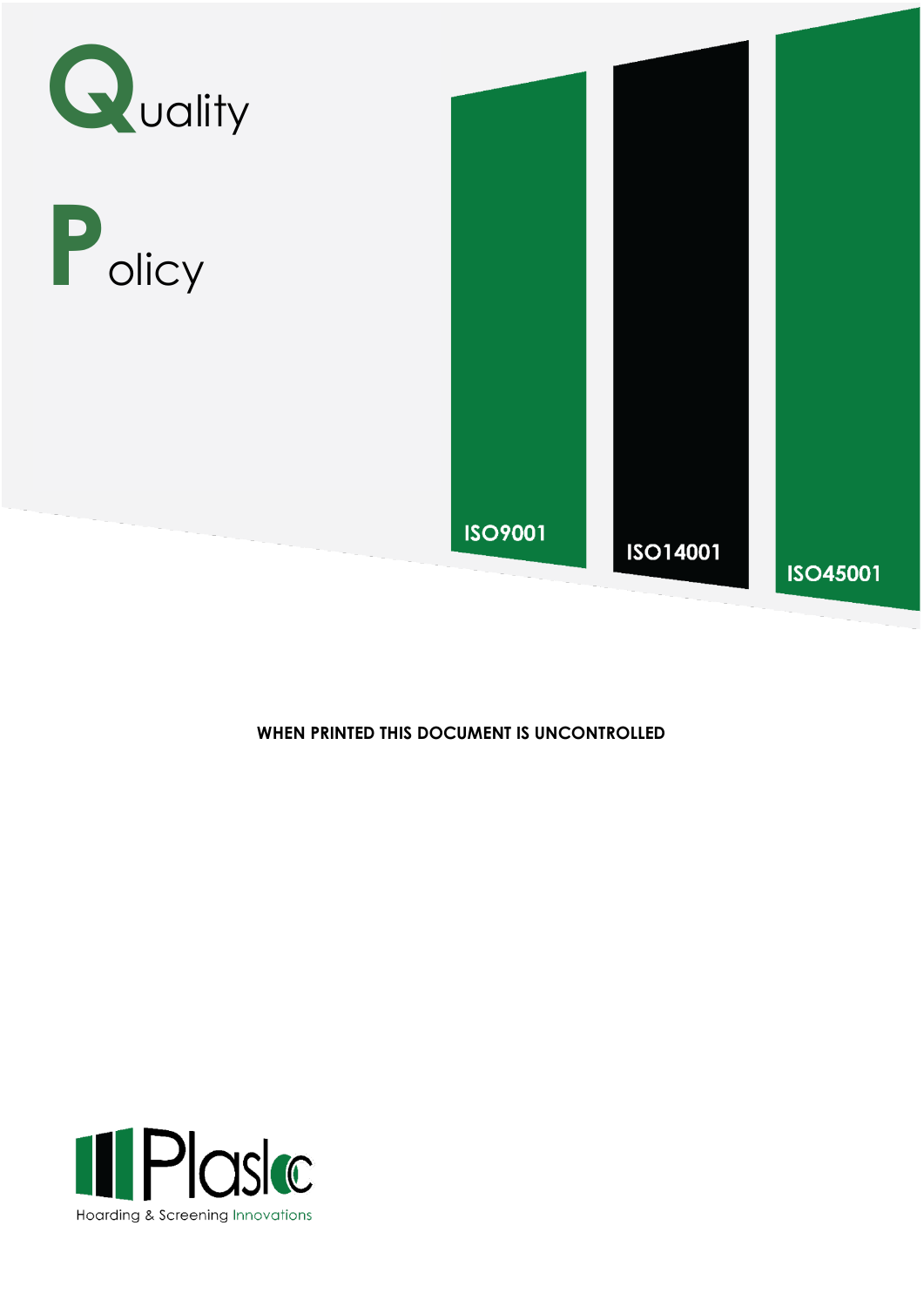# Quality Policy

ISO9001

ISO14001

ISO45001

**WHEN PRINTED THIS DOCUMENT IS UNCONTROLLED**

Plasloc

Hoarding & Screening Innovations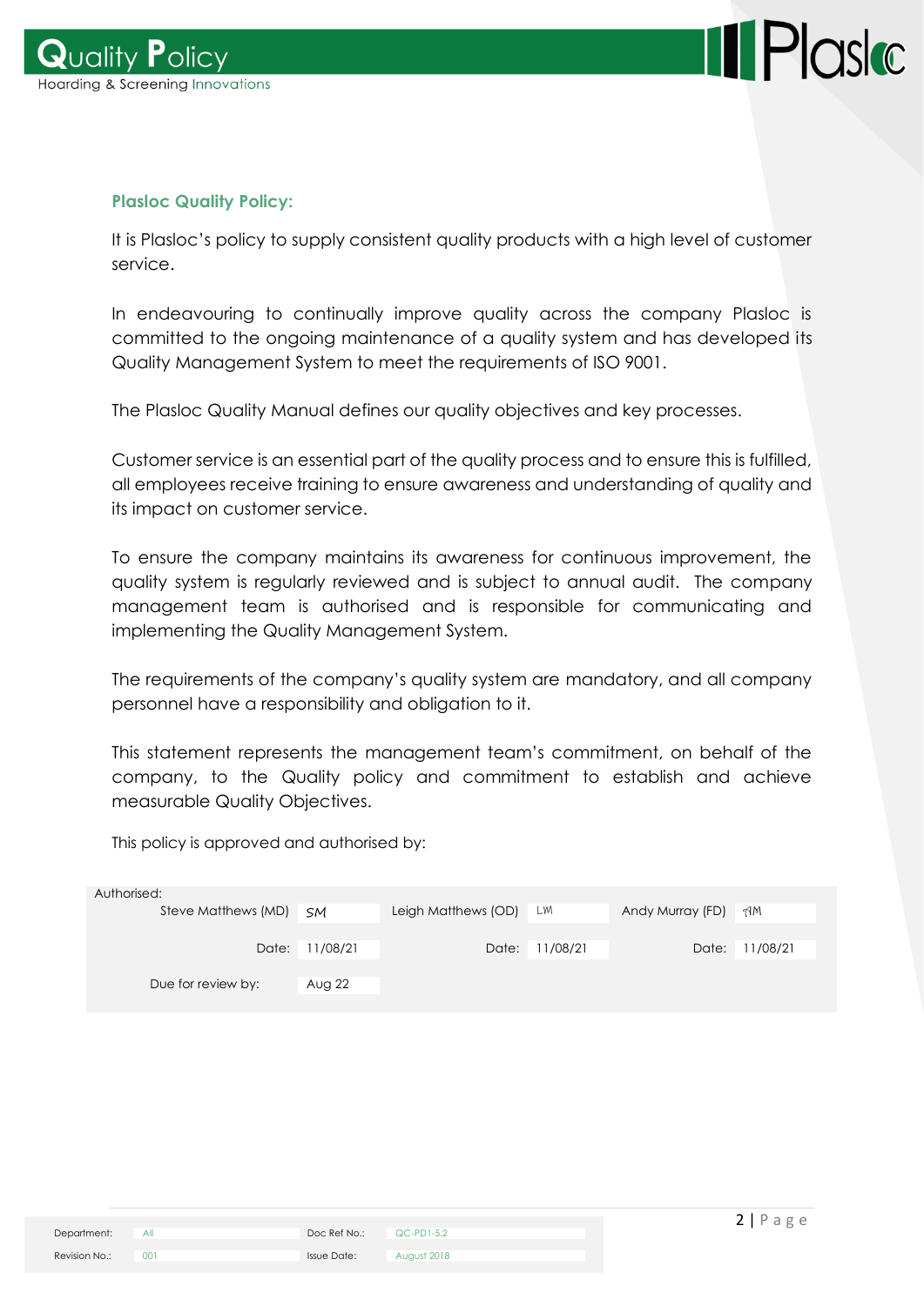### Plasloc Quality Policy:

It is Plasloc's policy to supply consistent quality products with a high level of customer service.

In endeavouring to continually improve quality across the company Plasloc is committed to the ongoing maintenance of a quality system and has developed its Quality Management System to meet the requirements of ISO 9001.

The Plasloc Quality Manual defines our quality objectives and key processes.

Customer service is an essential part of the quality process and to ensure this is fulfilled, all employees receive training to ensure awareness and understanding of quality and its impact on customer service.

To ensure the company maintains its awareness for continuous improvement, the quality system is regularly reviewed and is subject to annual audit. The company management team is authorised and is responsible for communicating and implementing the Quality Management System.

The requirements of the company's quality system are mandatory, and all company personnel have a responsibility and obligation to it.

This statement represents the management team's commitment, on behalf of the company, to the Quality policy and commitment to establish and achieve measurable Quality Objectives.

This policy is approved and authorised by:

Authorised:

| | | | | | |
|---|---|---|---|---|---|
| Steve Matthews (MD) | SM | Leigh Matthews (OD) | LM | Andy Murray (FD) | AM |
| Date: | 11/08/21 | Date: | 11/08/21 | Date: | 11/08/21 |
| Due for review by: | Aug 22 | | | | |

| | | | |
|---|---|---|---|
| Department: | All | Doc Ref No.: | QC-PD1-5.2 |
| Revision No.: | 001 | Issue Date: | August 2018 |